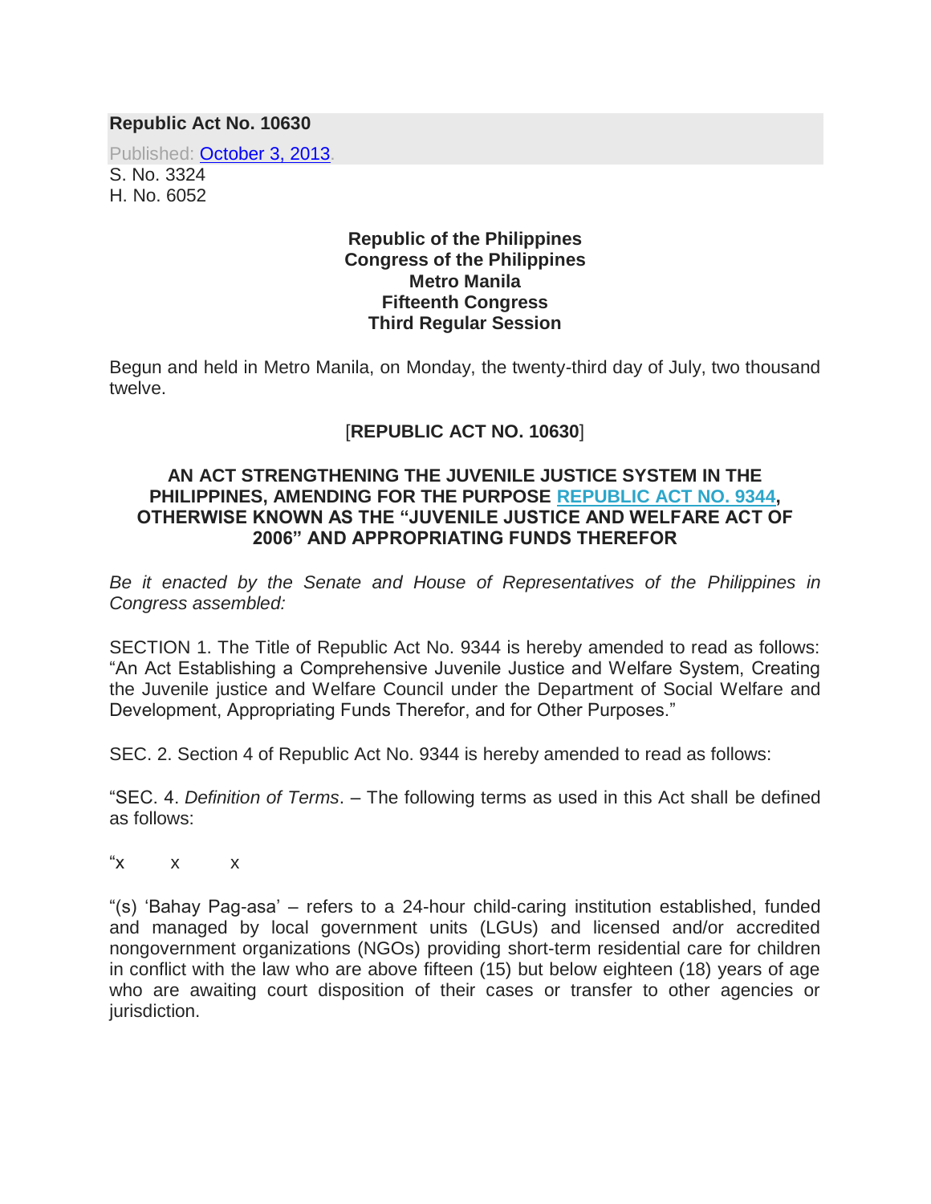**Republic Act No. 10630**

Published: October 3, 2013

S. No. 3324
H. No. 6052

**Republic of the Philippines**
**Congress of the Philippines**
**Metro Manila**
**Fifteenth Congress**
**Third Regular Session**

Begun and held in Metro Manila, on Monday, the twenty-third day of July, two thousand twelve.

[**REPUBLIC ACT NO. 10630**]

**AN ACT STRENGTHENING THE JUVENILE JUSTICE SYSTEM IN THE PHILIPPINES, AMENDING FOR THE PURPOSE REPUBLIC ACT NO. 9344, OTHERWISE KNOWN AS THE "JUVENILE JUSTICE AND WELFARE ACT OF 2006" AND APPROPRIATING FUNDS THEREFOR**

*Be it enacted by the Senate and House of Representatives of the Philippines in Congress assembled:*

SECTION 1. The Title of Republic Act No. 9344 is hereby amended to read as follows: "An Act Establishing a Comprehensive Juvenile Justice and Welfare System, Creating the Juvenile justice and Welfare Council under the Department of Social Welfare and Development, Appropriating Funds Therefor, and for Other Purposes."

SEC. 2. Section 4 of Republic Act No. 9344 is hereby amended to read as follows:

"SEC. 4. *Definition of Terms*. – The following terms as used in this Act shall be defined as follows:

"x x x

"(s) 'Bahay Pag-asa' – refers to a 24-hour child-caring institution established, funded and managed by local government units (LGUs) and licensed and/or accredited nongovernment organizations (NGOs) providing short-term residential care for children in conflict with the law who are above fifteen (15) but below eighteen (18) years of age who are awaiting court disposition of their cases or transfer to other agencies or jurisdiction.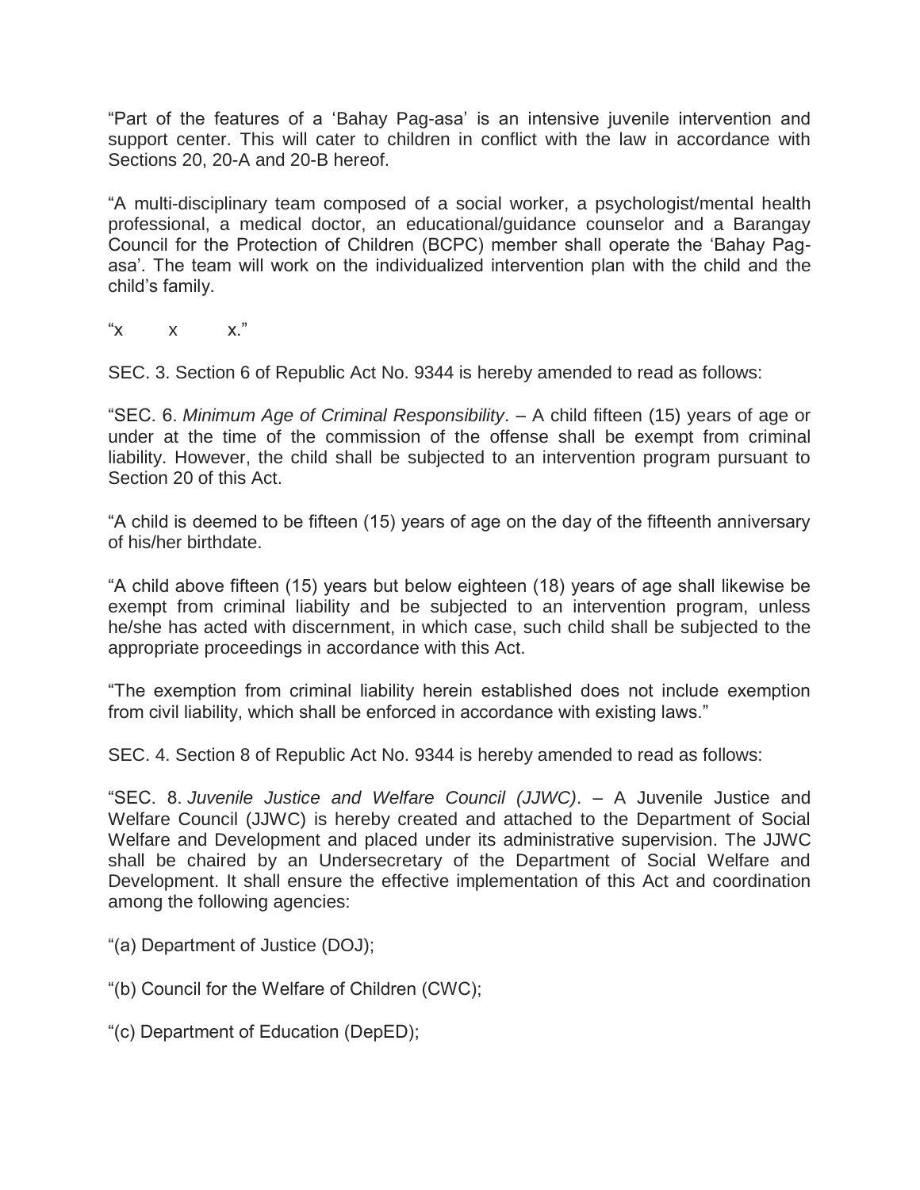"Part of the features of a 'Bahay Pag-asa' is an intensive juvenile intervention and support center. This will cater to children in conflict with the law in accordance with Sections 20, 20-A and 20-B hereof.

"A multi-disciplinary team composed of a social worker, a psychologist/mental health professional, a medical doctor, an educational/guidance counselor and a Barangay Council for the Protection of Children (BCPC) member shall operate the 'Bahay Pag-asa'. The team will work on the individualized intervention plan with the child and the child's family.

"x x x."

SEC. 3. Section 6 of Republic Act No. 9344 is hereby amended to read as follows:

"SEC. 6. *Minimum Age of Criminal Responsibility*. – A child fifteen (15) years of age or under at the time of the commission of the offense shall be exempt from criminal liability. However, the child shall be subjected to an intervention program pursuant to Section 20 of this Act.

"A child is deemed to be fifteen (15) years of age on the day of the fifteenth anniversary of his/her birthdate.

"A child above fifteen (15) years but below eighteen (18) years of age shall likewise be exempt from criminal liability and be subjected to an intervention program, unless he/she has acted with discernment, in which case, such child shall be subjected to the appropriate proceedings in accordance with this Act.

"The exemption from criminal liability herein established does not include exemption from civil liability, which shall be enforced in accordance with existing laws."

SEC. 4. Section 8 of Republic Act No. 9344 is hereby amended to read as follows:

"SEC. 8. *Juvenile Justice and Welfare Council (JJWC)*. – A Juvenile Justice and Welfare Council (JJWC) is hereby created and attached to the Department of Social Welfare and Development and placed under its administrative supervision. The JJWC shall be chaired by an Undersecretary of the Department of Social Welfare and Development. It shall ensure the effective implementation of this Act and coordination among the following agencies:

"(a) Department of Justice (DOJ);

"(b) Council for the Welfare of Children (CWC);

"(c) Department of Education (DepED);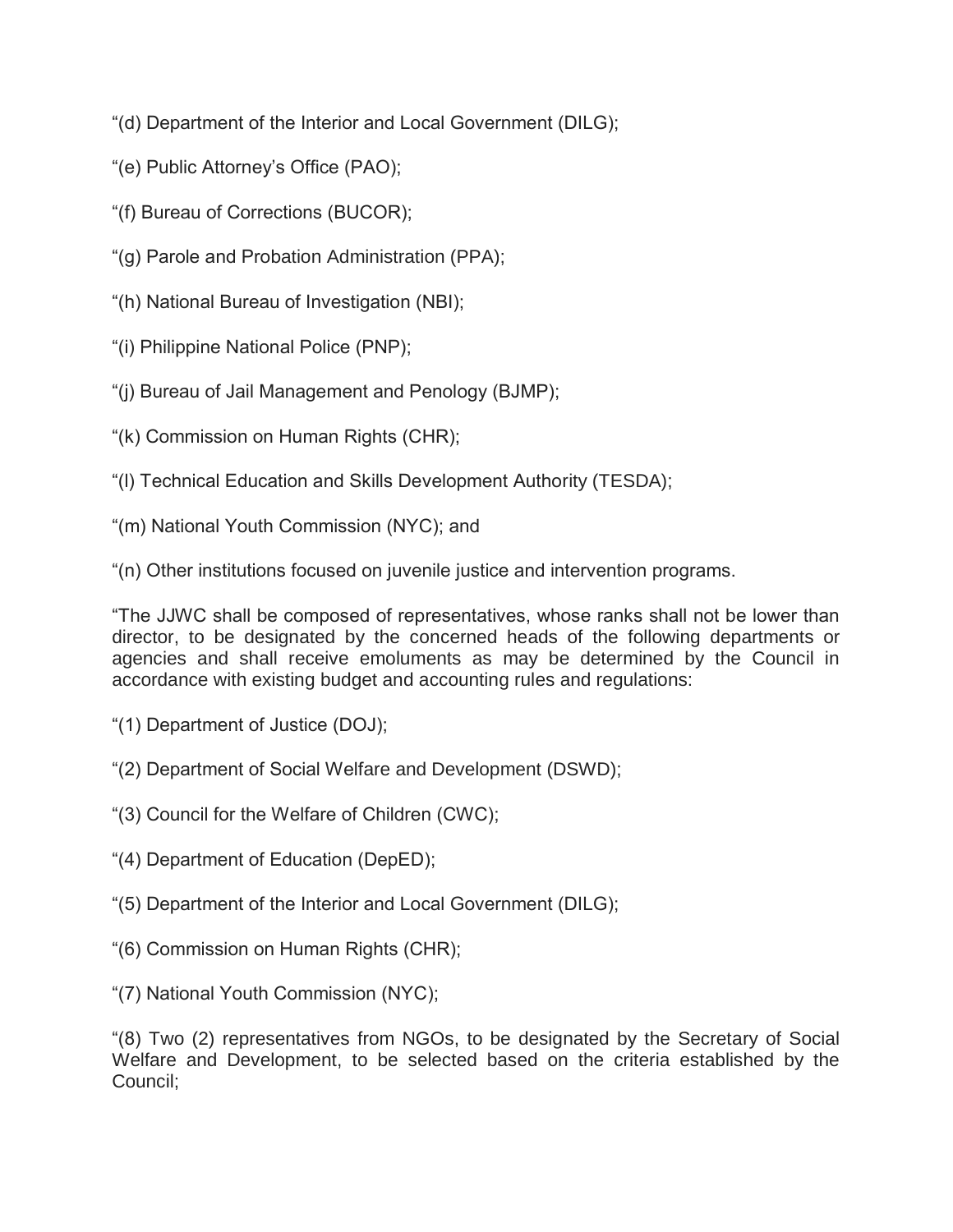"(d) Department of the Interior and Local Government (DILG);

"(e) Public Attorney's Office (PAO);

"(f) Bureau of Corrections (BUCOR);

"(g) Parole and Probation Administration (PPA);

"(h) National Bureau of Investigation (NBI);

"(i) Philippine National Police (PNP);

"(j) Bureau of Jail Management and Penology (BJMP);

"(k) Commission on Human Rights (CHR);

"(l) Technical Education and Skills Development Authority (TESDA);

"(m) National Youth Commission (NYC); and

"(n) Other institutions focused on juvenile justice and intervention programs.

"The JJWC shall be composed of representatives, whose ranks shall not be lower than director, to be designated by the concerned heads of the following departments or agencies and shall receive emoluments as may be determined by the Council in accordance with existing budget and accounting rules and regulations:

"(1) Department of Justice (DOJ);

"(2) Department of Social Welfare and Development (DSWD);

"(3) Council for the Welfare of Children (CWC);

"(4) Department of Education (DepED);

"(5) Department of the Interior and Local Government (DILG);

"(6) Commission on Human Rights (CHR);

"(7) National Youth Commission (NYC);

"(8) Two (2) representatives from NGOs, to be designated by the Secretary of Social Welfare and Development, to be selected based on the criteria established by the Council;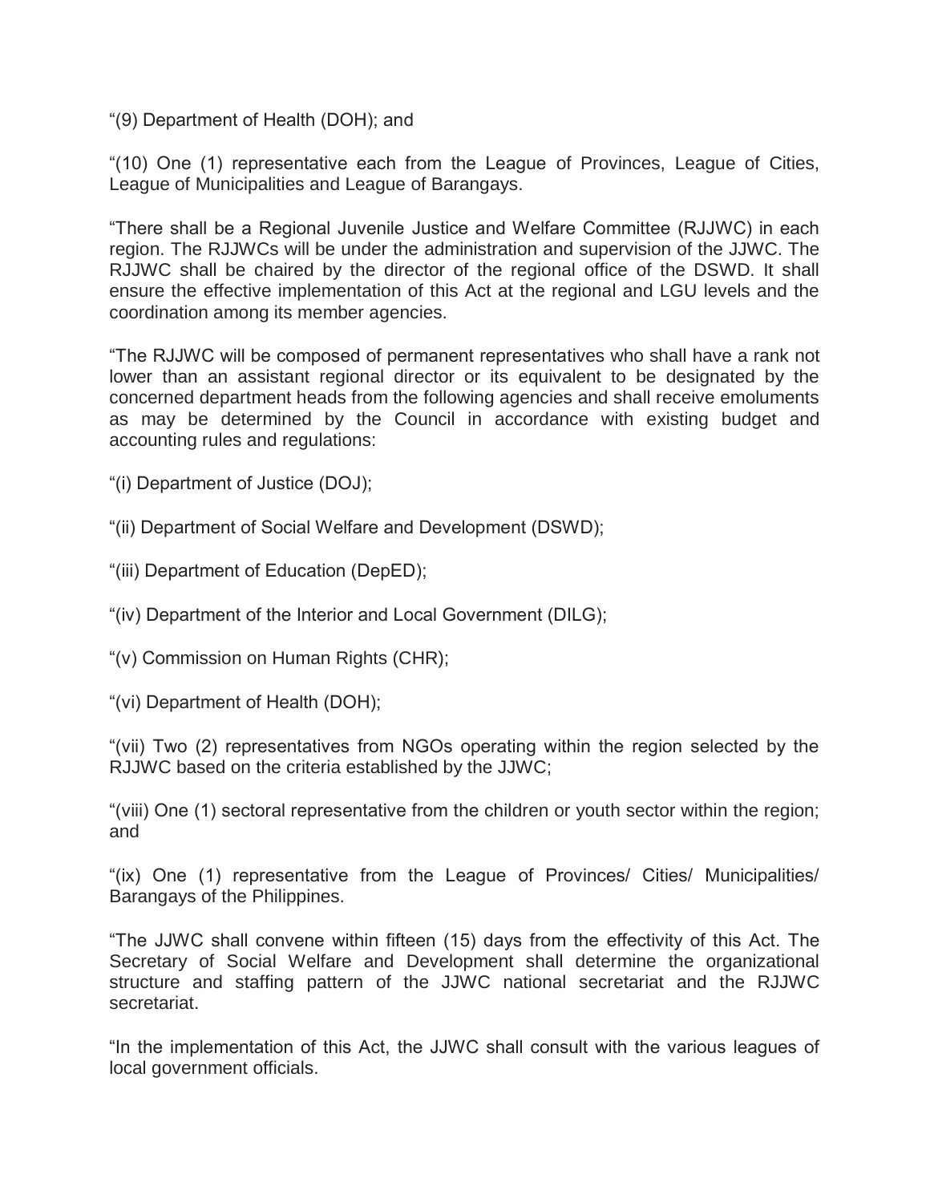“(9) Department of Health (DOH); and

“(10) One (1) representative each from the League of Provinces, League of Cities, League of Municipalities and League of Barangays.

“There shall be a Regional Juvenile Justice and Welfare Committee (RJJWC) in each region. The RJJWCs will be under the administration and supervision of the JJWC. The RJJWC shall be chaired by the director of the regional office of the DSWD. It shall ensure the effective implementation of this Act at the regional and LGU levels and the coordination among its member agencies.

“The RJJWC will be composed of permanent representatives who shall have a rank not lower than an assistant regional director or its equivalent to be designated by the concerned department heads from the following agencies and shall receive emoluments as may be determined by the Council in accordance with existing budget and accounting rules and regulations:

“(i) Department of Justice (DOJ);

“(ii) Department of Social Welfare and Development (DSWD);

“(iii) Department of Education (DepED);

“(iv) Department of the Interior and Local Government (DILG);

“(v) Commission on Human Rights (CHR);

“(vi) Department of Health (DOH);

“(vii) Two (2) representatives from NGOs operating within the region selected by the RJJWC based on the criteria established by the JJWC;

“(viii) One (1) sectoral representative from the children or youth sector within the region; and

“(ix) One (1) representative from the League of Provinces/ Cities/ Municipalities/ Barangays of the Philippines.

“The JJWC shall convene within fifteen (15) days from the effectivity of this Act. The Secretary of Social Welfare and Development shall determine the organizational structure and staffing pattern of the JJWC national secretariat and the RJJWC secretariat.

“In the implementation of this Act, the JJWC shall consult with the various leagues of local government officials.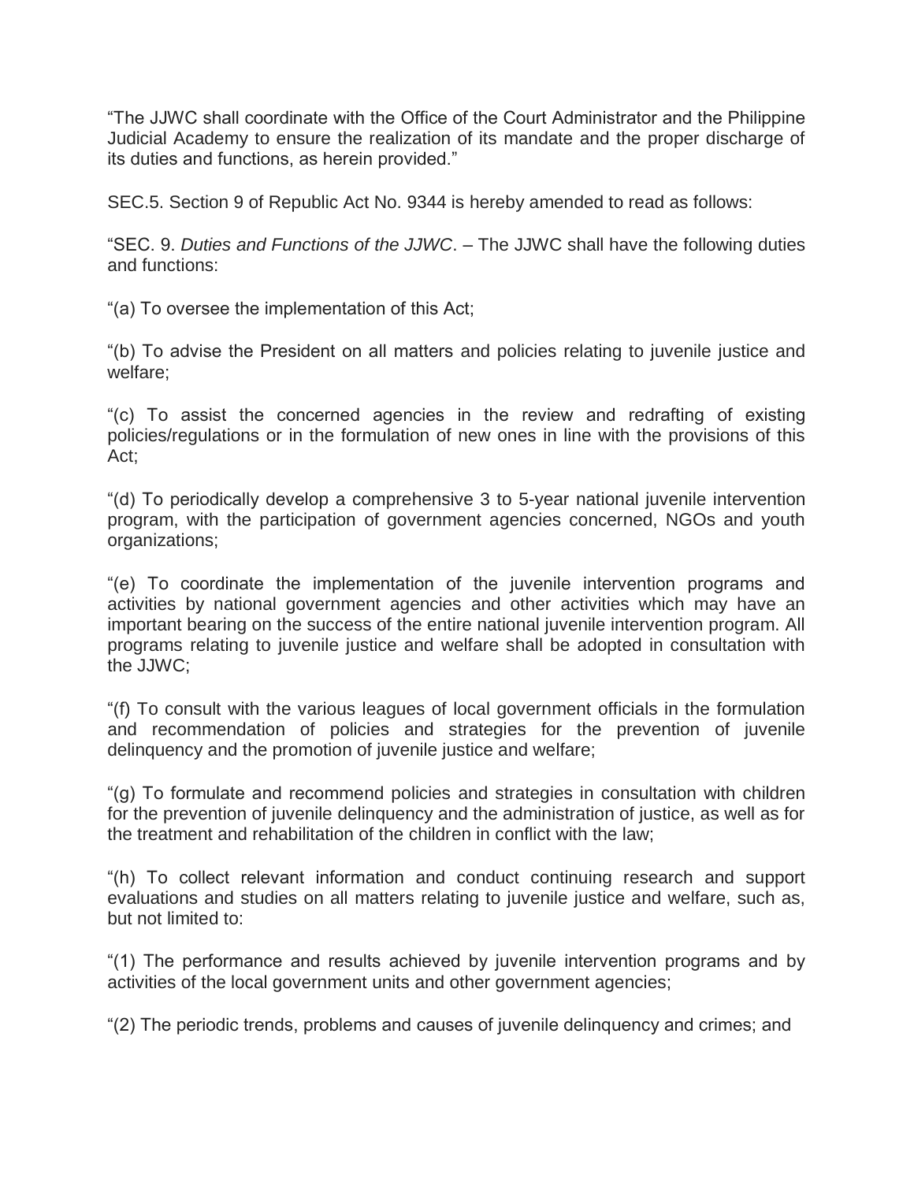"The JJWC shall coordinate with the Office of the Court Administrator and the Philippine Judicial Academy to ensure the realization of its mandate and the proper discharge of its duties and functions, as herein provided."

SEC.5. Section 9 of Republic Act No. 9344 is hereby amended to read as follows:

"SEC. 9. *Duties and Functions of the JJWC*. – The JJWC shall have the following duties and functions:

"(a) To oversee the implementation of this Act;

"(b) To advise the President on all matters and policies relating to juvenile justice and welfare;

"(c) To assist the concerned agencies in the review and redrafting of existing policies/regulations or in the formulation of new ones in line with the provisions of this Act;

"(d) To periodically develop a comprehensive 3 to 5-year national juvenile intervention program, with the participation of government agencies concerned, NGOs and youth organizations;

"(e) To coordinate the implementation of the juvenile intervention programs and activities by national government agencies and other activities which may have an important bearing on the success of the entire national juvenile intervention program. All programs relating to juvenile justice and welfare shall be adopted in consultation with the JJWC;

"(f) To consult with the various leagues of local government officials in the formulation and recommendation of policies and strategies for the prevention of juvenile delinquency and the promotion of juvenile justice and welfare;

"(g) To formulate and recommend policies and strategies in consultation with children for the prevention of juvenile delinquency and the administration of justice, as well as for the treatment and rehabilitation of the children in conflict with the law;

"(h) To collect relevant information and conduct continuing research and support evaluations and studies on all matters relating to juvenile justice and welfare, such as, but not limited to:

"(1) The performance and results achieved by juvenile intervention programs and by activities of the local government units and other government agencies;

"(2) The periodic trends, problems and causes of juvenile delinquency and crimes; and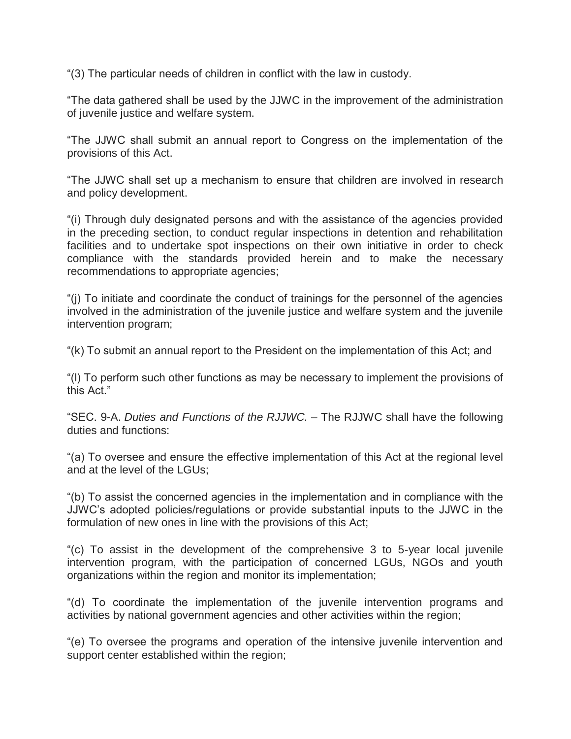"(3) The particular needs of children in conflict with the law in custody.

"The data gathered shall be used by the JJWC in the improvement of the administration of juvenile justice and welfare system.

"The JJWC shall submit an annual report to Congress on the implementation of the provisions of this Act.

"The JJWC shall set up a mechanism to ensure that children are involved in research and policy development.

"(i) Through duly designated persons and with the assistance of the agencies provided in the preceding section, to conduct regular inspections in detention and rehabilitation facilities and to undertake spot inspections on their own initiative in order to check compliance with the standards provided herein and to make the necessary recommendations to appropriate agencies;

"(j) To initiate and coordinate the conduct of trainings for the personnel of the agencies involved in the administration of the juvenile justice and welfare system and the juvenile intervention program;

"(k) To submit an annual report to the President on the implementation of this Act; and

"(l) To perform such other functions as may be necessary to implement the provisions of this Act."

"SEC. 9-A. *Duties and Functions of the RJJWC.* – The RJJWC shall have the following duties and functions:

"(a) To oversee and ensure the effective implementation of this Act at the regional level and at the level of the LGUs;

"(b) To assist the concerned agencies in the implementation and in compliance with the JJWC's adopted policies/regulations or provide substantial inputs to the JJWC in the formulation of new ones in line with the provisions of this Act;

"(c) To assist in the development of the comprehensive 3 to 5-year local juvenile intervention program, with the participation of concerned LGUs, NGOs and youth organizations within the region and monitor its implementation;

"(d) To coordinate the implementation of the juvenile intervention programs and activities by national government agencies and other activities within the region;

"(e) To oversee the programs and operation of the intensive juvenile intervention and support center established within the region;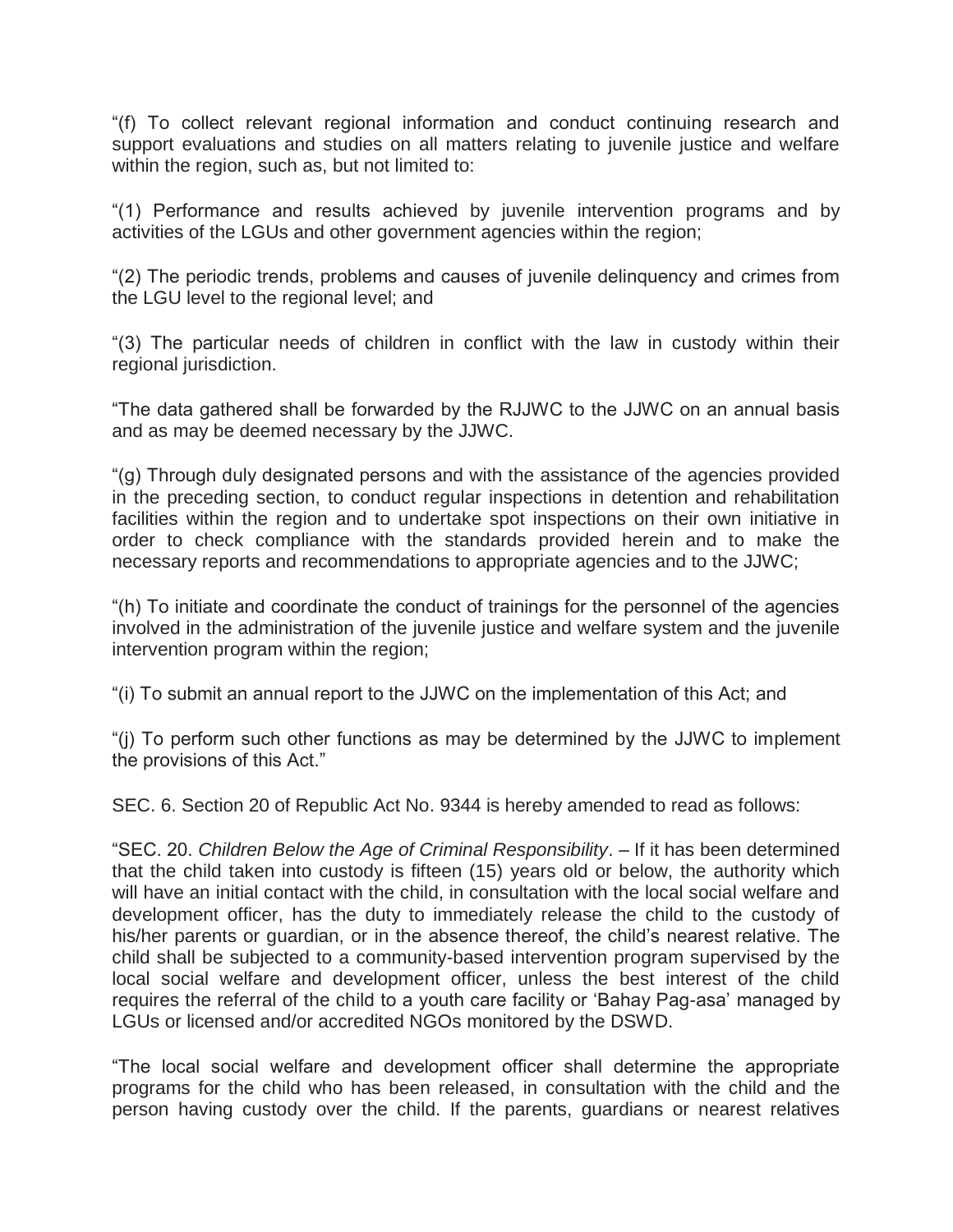"(f) To collect relevant regional information and conduct continuing research and support evaluations and studies on all matters relating to juvenile justice and welfare within the region, such as, but not limited to:

"(1) Performance and results achieved by juvenile intervention programs and by activities of the LGUs and other government agencies within the region;

"(2) The periodic trends, problems and causes of juvenile delinquency and crimes from the LGU level to the regional level; and

"(3) The particular needs of children in conflict with the law in custody within their regional jurisdiction.

"The data gathered shall be forwarded by the RJJWC to the JJWC on an annual basis and as may be deemed necessary by the JJWC.

"(g) Through duly designated persons and with the assistance of the agencies provided in the preceding section, to conduct regular inspections in detention and rehabilitation facilities within the region and to undertake spot inspections on their own initiative in order to check compliance with the standards provided herein and to make the necessary reports and recommendations to appropriate agencies and to the JJWC;

"(h) To initiate and coordinate the conduct of trainings for the personnel of the agencies involved in the administration of the juvenile justice and welfare system and the juvenile intervention program within the region;

"(i) To submit an annual report to the JJWC on the implementation of this Act; and

"(j) To perform such other functions as may be determined by the JJWC to implement the provisions of this Act."

SEC. 6. Section 20 of Republic Act No. 9344 is hereby amended to read as follows:

"SEC. 20. *Children Below the Age of Criminal Responsibility*. – If it has been determined that the child taken into custody is fifteen (15) years old or below, the authority which will have an initial contact with the child, in consultation with the local social welfare and development officer, has the duty to immediately release the child to the custody of his/her parents or guardian, or in the absence thereof, the child's nearest relative. The child shall be subjected to a community-based intervention program supervised by the local social welfare and development officer, unless the best interest of the child requires the referral of the child to a youth care facility or 'Bahay Pag-asa' managed by LGUs or licensed and/or accredited NGOs monitored by the DSWD.

"The local social welfare and development officer shall determine the appropriate programs for the child who has been released, in consultation with the child and the person having custody over the child. If the parents, guardians or nearest relatives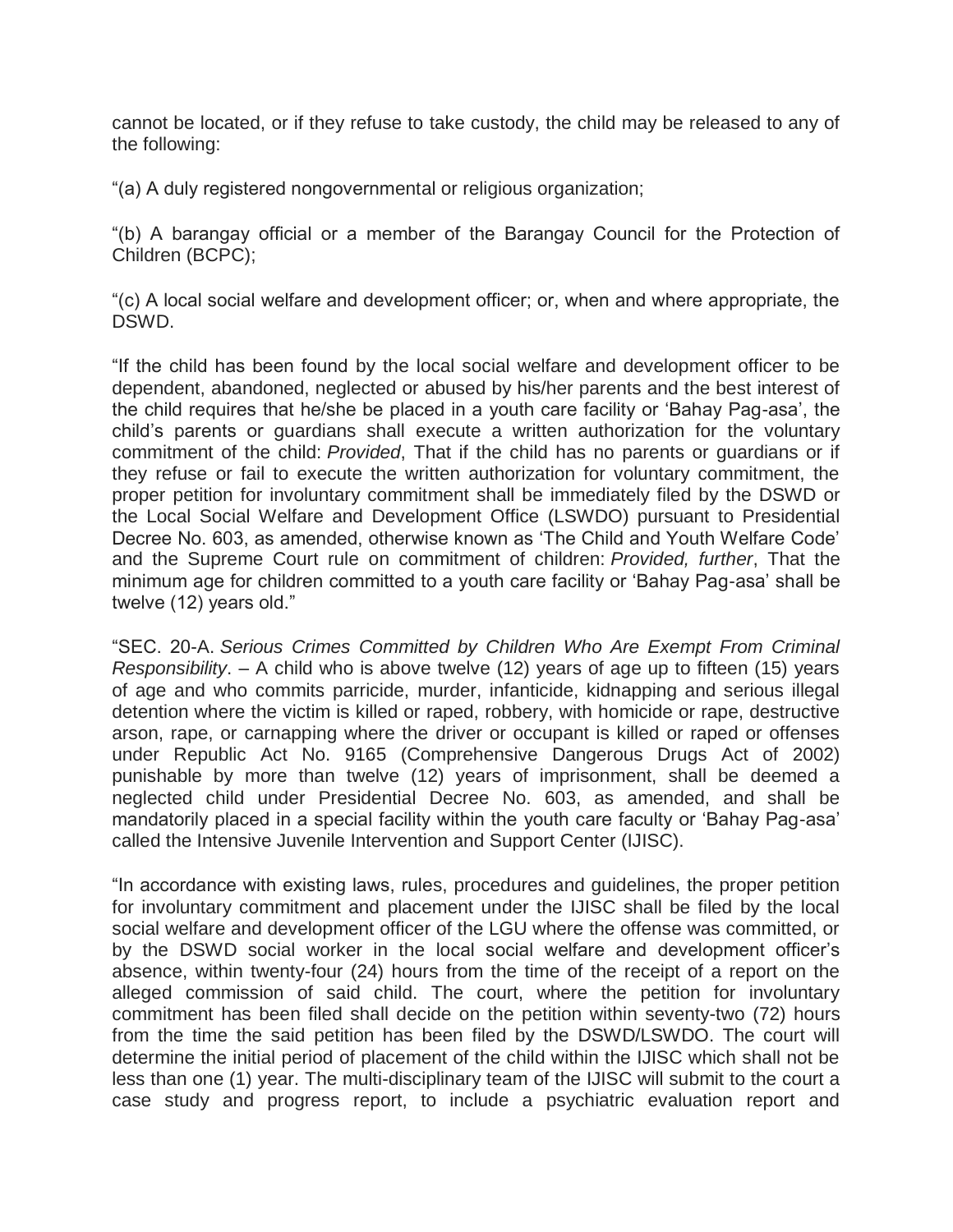cannot be located, or if they refuse to take custody, the child may be released to any of the following:

"(a) A duly registered nongovernmental or religious organization;

"(b) A barangay official or a member of the Barangay Council for the Protection of Children (BCPC);

"(c) A local social welfare and development officer; or, when and where appropriate, the DSWD.

"If the child has been found by the local social welfare and development officer to be dependent, abandoned, neglected or abused by his/her parents and the best interest of the child requires that he/she be placed in a youth care facility or 'Bahay Pag-asa', the child's parents or guardians shall execute a written authorization for the voluntary commitment of the child: *Provided*, That if the child has no parents or guardians or if they refuse or fail to execute the written authorization for voluntary commitment, the proper petition for involuntary commitment shall be immediately filed by the DSWD or the Local Social Welfare and Development Office (LSWDO) pursuant to Presidential Decree No. 603, as amended, otherwise known as 'The Child and Youth Welfare Code' and the Supreme Court rule on commitment of children: *Provided, further*, That the minimum age for children committed to a youth care facility or 'Bahay Pag-asa' shall be twelve (12) years old."

"SEC. 20-A. *Serious Crimes Committed by Children Who Are Exempt From Criminal Responsibility*. – A child who is above twelve (12) years of age up to fifteen (15) years of age and who commits parricide, murder, infanticide, kidnapping and serious illegal detention where the victim is killed or raped, robbery, with homicide or rape, destructive arson, rape, or carnapping where the driver or occupant is killed or raped or offenses under Republic Act No. 9165 (Comprehensive Dangerous Drugs Act of 2002) punishable by more than twelve (12) years of imprisonment, shall be deemed a neglected child under Presidential Decree No. 603, as amended, and shall be mandatorily placed in a special facility within the youth care faculty or 'Bahay Pag-asa' called the Intensive Juvenile Intervention and Support Center (IJISC).

"In accordance with existing laws, rules, procedures and guidelines, the proper petition for involuntary commitment and placement under the IJISC shall be filed by the local social welfare and development officer of the LGU where the offense was committed, or by the DSWD social worker in the local social welfare and development officer's absence, within twenty-four (24) hours from the time of the receipt of a report on the alleged commission of said child. The court, where the petition for involuntary commitment has been filed shall decide on the petition within seventy-two (72) hours from the time the said petition has been filed by the DSWD/LSWDO. The court will determine the initial period of placement of the child within the IJISC which shall not be less than one (1) year. The multi-disciplinary team of the IJISC will submit to the court a case study and progress report, to include a psychiatric evaluation report and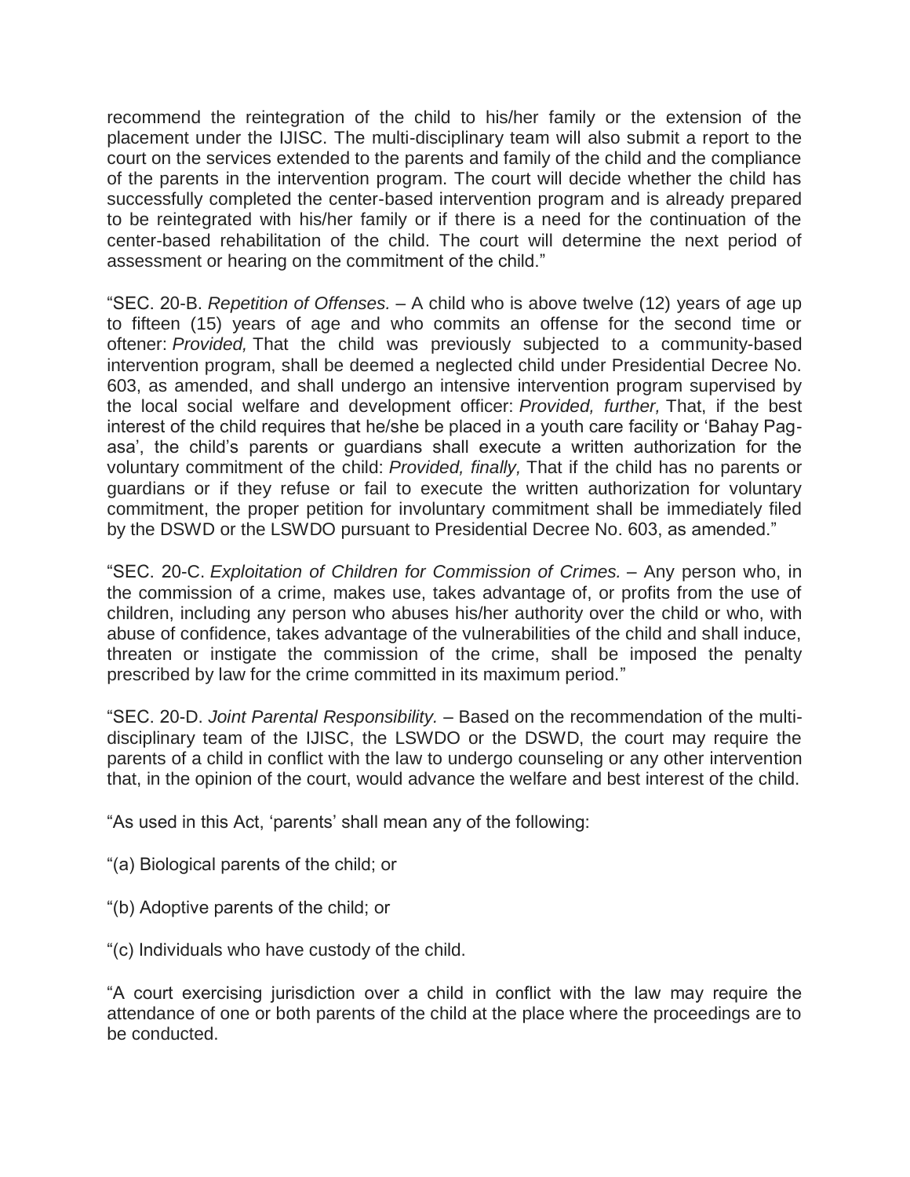recommend the reintegration of the child to his/her family or the extension of the placement under the IJISC. The multi-disciplinary team will also submit a report to the court on the services extended to the parents and family of the child and the compliance of the parents in the intervention program. The court will decide whether the child has successfully completed the center-based intervention program and is already prepared to be reintegrated with his/her family or if there is a need for the continuation of the center-based rehabilitation of the child. The court will determine the next period of assessment or hearing on the commitment of the child."

"SEC. 20-B. *Repetition of Offenses.* – A child who is above twelve (12) years of age up to fifteen (15) years of age and who commits an offense for the second time or oftener: *Provided,* That the child was previously subjected to a community-based intervention program, shall be deemed a neglected child under Presidential Decree No. 603, as amended, and shall undergo an intensive intervention program supervised by the local social welfare and development officer: *Provided, further,* That, if the best interest of the child requires that he/she be placed in a youth care facility or 'Bahay Pag-asa', the child's parents or guardians shall execute a written authorization for the voluntary commitment of the child: *Provided, finally,* That if the child has no parents or guardians or if they refuse or fail to execute the written authorization for voluntary commitment, the proper petition for involuntary commitment shall be immediately filed by the DSWD or the LSWDO pursuant to Presidential Decree No. 603, as amended."

"SEC. 20-C. *Exploitation of Children for Commission of Crimes.* – Any person who, in the commission of a crime, makes use, takes advantage of, or profits from the use of children, including any person who abuses his/her authority over the child or who, with abuse of confidence, takes advantage of the vulnerabilities of the child and shall induce, threaten or instigate the commission of the crime, shall be imposed the penalty prescribed by law for the crime committed in its maximum period."

"SEC. 20-D. *Joint Parental Responsibility.* – Based on the recommendation of the multi-disciplinary team of the IJISC, the LSWDO or the DSWD, the court may require the parents of a child in conflict with the law to undergo counseling or any other intervention that, in the opinion of the court, would advance the welfare and best interest of the child.

"As used in this Act, 'parents' shall mean any of the following:

"(a) Biological parents of the child; or

"(b) Adoptive parents of the child; or

"(c) Individuals who have custody of the child.

"A court exercising jurisdiction over a child in conflict with the law may require the attendance of one or both parents of the child at the place where the proceedings are to be conducted.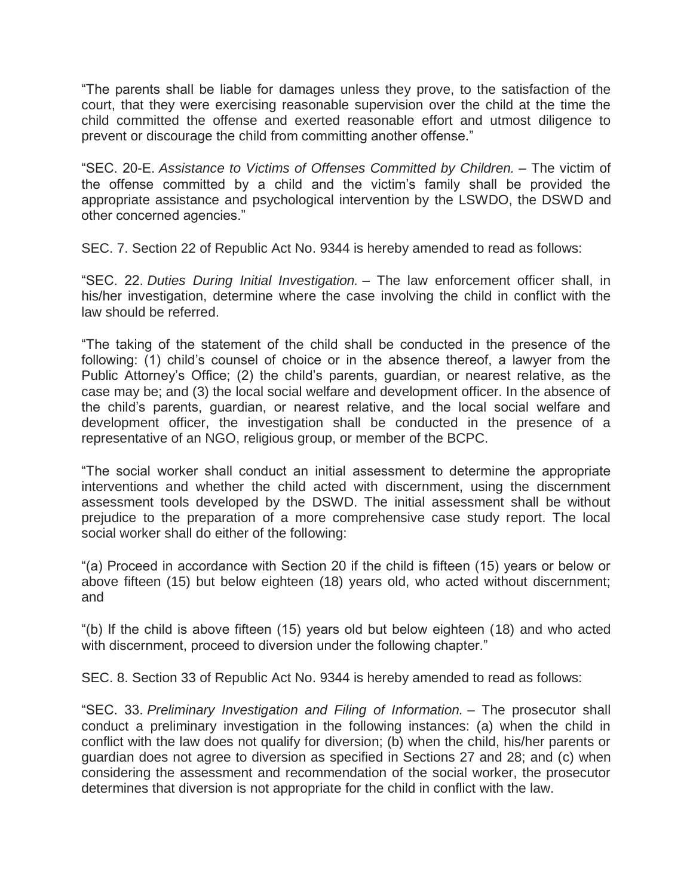"The parents shall be liable for damages unless they prove, to the satisfaction of the court, that they were exercising reasonable supervision over the child at the time the child committed the offense and exerted reasonable effort and utmost diligence to prevent or discourage the child from committing another offense."

"SEC. 20-E. *Assistance to Victims of Offenses Committed by Children.* – The victim of the offense committed by a child and the victim's family shall be provided the appropriate assistance and psychological intervention by the LSWDO, the DSWD and other concerned agencies."

SEC. 7. Section 22 of Republic Act No. 9344 is hereby amended to read as follows:

"SEC. 22. *Duties During Initial Investigation.* – The law enforcement officer shall, in his/her investigation, determine where the case involving the child in conflict with the law should be referred.

"The taking of the statement of the child shall be conducted in the presence of the following: (1) child's counsel of choice or in the absence thereof, a lawyer from the Public Attorney's Office; (2) the child's parents, guardian, or nearest relative, as the case may be; and (3) the local social welfare and development officer. In the absence of the child's parents, guardian, or nearest relative, and the local social welfare and development officer, the investigation shall be conducted in the presence of a representative of an NGO, religious group, or member of the BCPC.

"The social worker shall conduct an initial assessment to determine the appropriate interventions and whether the child acted with discernment, using the discernment assessment tools developed by the DSWD. The initial assessment shall be without prejudice to the preparation of a more comprehensive case study report. The local social worker shall do either of the following:

"(a) Proceed in accordance with Section 20 if the child is fifteen (15) years or below or above fifteen (15) but below eighteen (18) years old, who acted without discernment; and

"(b) If the child is above fifteen (15) years old but below eighteen (18) and who acted with discernment, proceed to diversion under the following chapter."

SEC. 8. Section 33 of Republic Act No. 9344 is hereby amended to read as follows:

"SEC. 33. *Preliminary Investigation and Filing of Information.* – The prosecutor shall conduct a preliminary investigation in the following instances: (a) when the child in conflict with the law does not qualify for diversion; (b) when the child, his/her parents or guardian does not agree to diversion as specified in Sections 27 and 28; and (c) when considering the assessment and recommendation of the social worker, the prosecutor determines that diversion is not appropriate for the child in conflict with the law.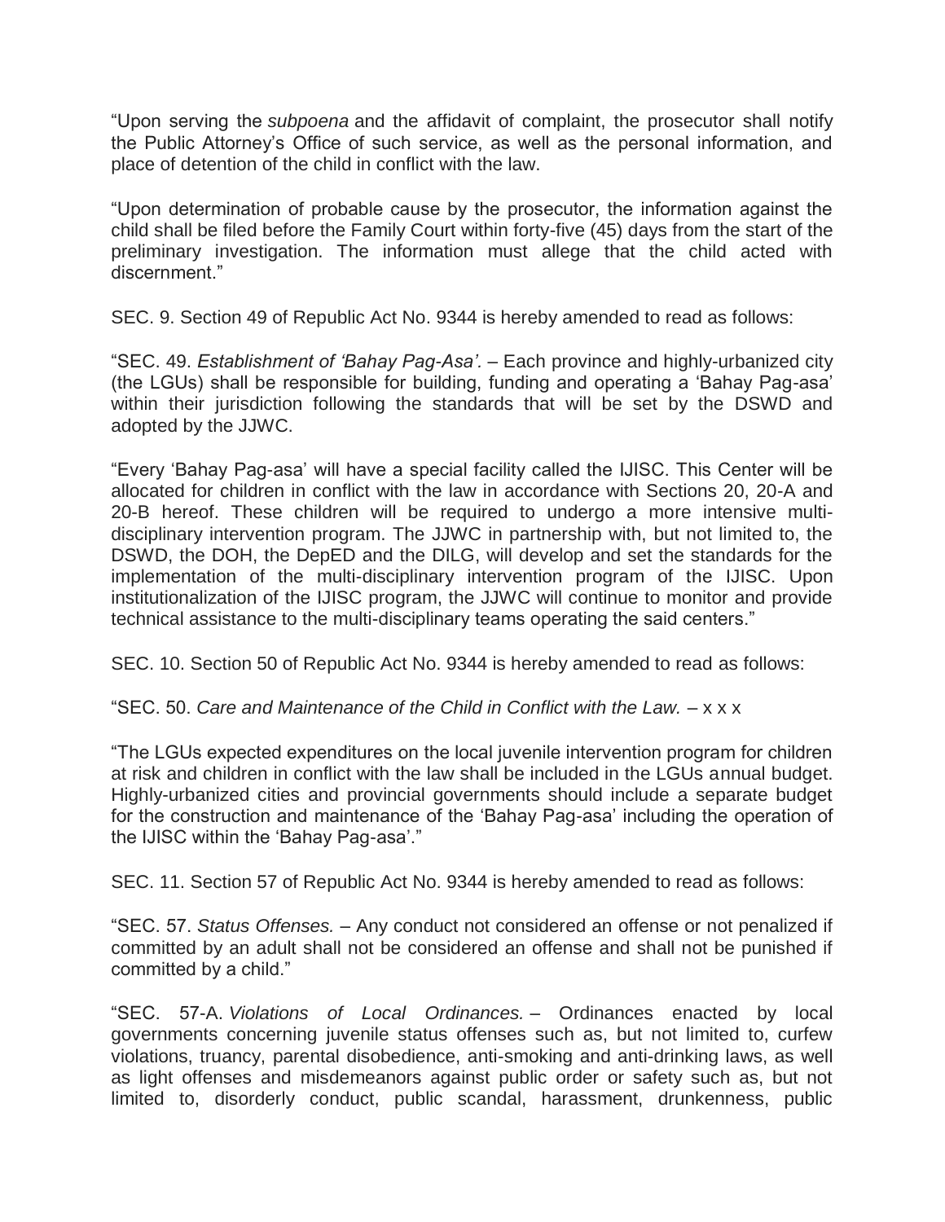"Upon serving the *subpoena* and the affidavit of complaint, the prosecutor shall notify the Public Attorney's Office of such service, as well as the personal information, and place of detention of the child in conflict with the law.

"Upon determination of probable cause by the prosecutor, the information against the child shall be filed before the Family Court within forty-five (45) days from the start of the preliminary investigation. The information must allege that the child acted with discernment."

SEC. 9. Section 49 of Republic Act No. 9344 is hereby amended to read as follows:

"SEC. 49. *Establishment of 'Bahay Pag-Asa'.* – Each province and highly-urbanized city (the LGUs) shall be responsible for building, funding and operating a 'Bahay Pag-asa' within their jurisdiction following the standards that will be set by the DSWD and adopted by the JJWC.

"Every 'Bahay Pag-asa' will have a special facility called the IJISC. This Center will be allocated for children in conflict with the law in accordance with Sections 20, 20-A and 20-B hereof. These children will be required to undergo a more intensive multi-disciplinary intervention program. The JJWC in partnership with, but not limited to, the DSWD, the DOH, the DepED and the DILG, will develop and set the standards for the implementation of the multi-disciplinary intervention program of the IJISC. Upon institutionalization of the IJISC program, the JJWC will continue to monitor and provide technical assistance to the multi-disciplinary teams operating the said centers."

SEC. 10. Section 50 of Republic Act No. 9344 is hereby amended to read as follows:

"SEC. 50. *Care and Maintenance of the Child in Conflict with the Law.* – x x x

"The LGUs expected expenditures on the local juvenile intervention program for children at risk and children in conflict with the law shall be included in the LGUs annual budget. Highly-urbanized cities and provincial governments should include a separate budget for the construction and maintenance of the 'Bahay Pag-asa' including the operation of the IJISC within the 'Bahay Pag-asa'."

SEC. 11. Section 57 of Republic Act No. 9344 is hereby amended to read as follows:

"SEC. 57. *Status Offenses.* – Any conduct not considered an offense or not penalized if committed by an adult shall not be considered an offense and shall not be punished if committed by a child."

"SEC. 57-A. *Violations of Local Ordinances.* – Ordinances enacted by local governments concerning juvenile status offenses such as, but not limited to, curfew violations, truancy, parental disobedience, anti-smoking and anti-drinking laws, as well as light offenses and misdemeanors against public order or safety such as, but not limited to, disorderly conduct, public scandal, harassment, drunkenness, public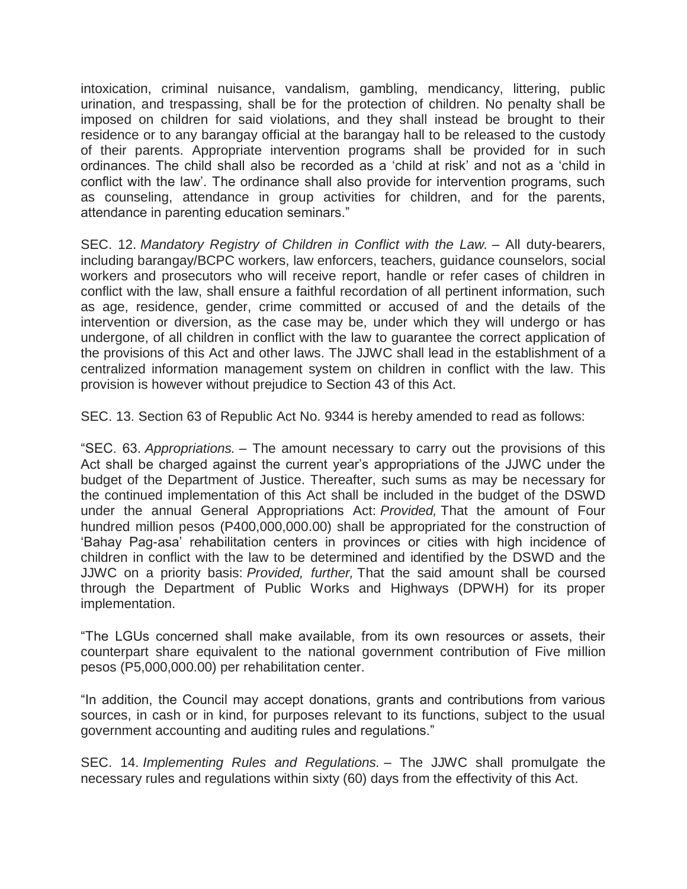intoxication, criminal nuisance, vandalism, gambling, mendicancy, littering, public urination, and trespassing, shall be for the protection of children. No penalty shall be imposed on children for said violations, and they shall instead be brought to their residence or to any barangay official at the barangay hall to be released to the custody of their parents. Appropriate intervention programs shall be provided for in such ordinances. The child shall also be recorded as a 'child at risk' and not as a 'child in conflict with the law'. The ordinance shall also provide for intervention programs, such as counseling, attendance in group activities for children, and for the parents, attendance in parenting education seminars."

SEC. 12. *Mandatory Registry of Children in Conflict with the Law.* – All duty-bearers, including barangay/BCPC workers, law enforcers, teachers, guidance counselors, social workers and prosecutors who will receive report, handle or refer cases of children in conflict with the law, shall ensure a faithful recordation of all pertinent information, such as age, residence, gender, crime committed or accused of and the details of the intervention or diversion, as the case may be, under which they will undergo or has undergone, of all children in conflict with the law to guarantee the correct application of the provisions of this Act and other laws. The JJWC shall lead in the establishment of a centralized information management system on children in conflict with the law. This provision is however without prejudice to Section 43 of this Act.

SEC. 13. Section 63 of Republic Act No. 9344 is hereby amended to read as follows:

"SEC. 63. *Appropriations.* – The amount necessary to carry out the provisions of this Act shall be charged against the current year's appropriations of the JJWC under the budget of the Department of Justice. Thereafter, such sums as may be necessary for the continued implementation of this Act shall be included in the budget of the DSWD under the annual General Appropriations Act: *Provided,* That the amount of Four hundred million pesos (P400,000,000.00) shall be appropriated for the construction of 'Bahay Pag-asa' rehabilitation centers in provinces or cities with high incidence of children in conflict with the law to be determined and identified by the DSWD and the JJWC on a priority basis: *Provided, further,* That the said amount shall be coursed through the Department of Public Works and Highways (DPWH) for its proper implementation.

"The LGUs concerned shall make available, from its own resources or assets, their counterpart share equivalent to the national government contribution of Five million pesos (P5,000,000.00) per rehabilitation center.

"In addition, the Council may accept donations, grants and contributions from various sources, in cash or in kind, for purposes relevant to its functions, subject to the usual government accounting and auditing rules and regulations."

SEC. 14. *Implementing Rules and Regulations.* – The JJWC shall promulgate the necessary rules and regulations within sixty (60) days from the effectivity of this Act.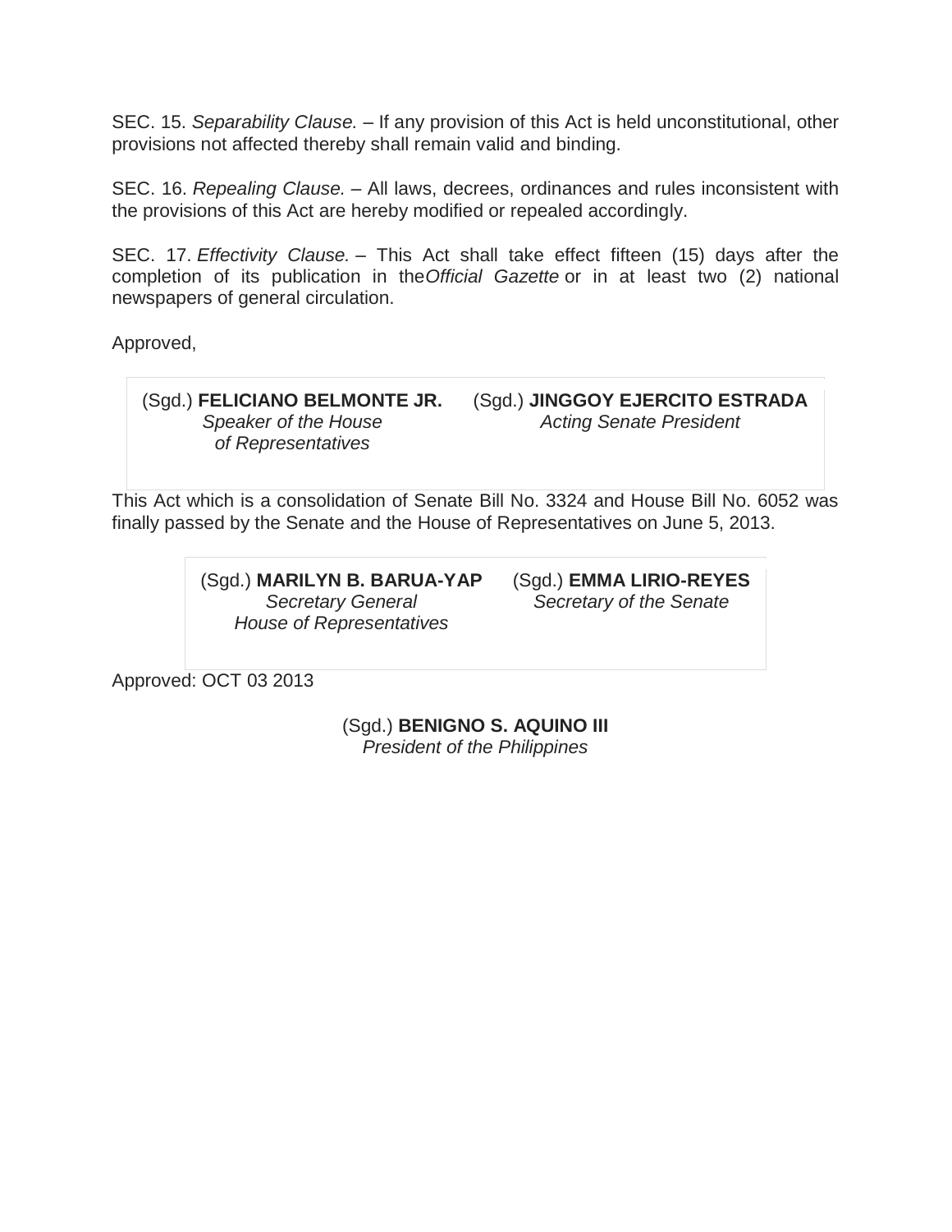SEC. 15. *Separability Clause.* – If any provision of this Act is held unconstitutional, other provisions not affected thereby shall remain valid and binding.

SEC. 16. *Repealing Clause.* – All laws, decrees, ordinances and rules inconsistent with the provisions of this Act are hereby modified or repealed accordingly.

SEC. 17. *Effectivity Clause.* – This Act shall take effect fifteen (15) days after the completion of its publication in the*Official Gazette* or in at least two (2) national newspapers of general circulation.

Approved,

| | |
|---|---|
| (Sgd.) **FELICIANO BELMONTE JR.**<br>*Speaker of the House of Representatives* | (Sgd.) **JINGGOY EJERCITO ESTRADA**<br>*Acting Senate President* |

This Act which is a consolidation of Senate Bill No. 3324 and House Bill No. 6052 was finally passed by the Senate and the House of Representatives on June 5, 2013.

| | |
|---|---|
| (Sgd.) **MARILYN B. BARUA-YAP**<br>*Secretary General House of Representatives* | (Sgd.) **EMMA LIRIO-REYES**<br>*Secretary of the Senate* |

Approved: OCT 03 2013

(Sgd.) **BENIGNO S. AQUINO III**
*President of the Philippines*